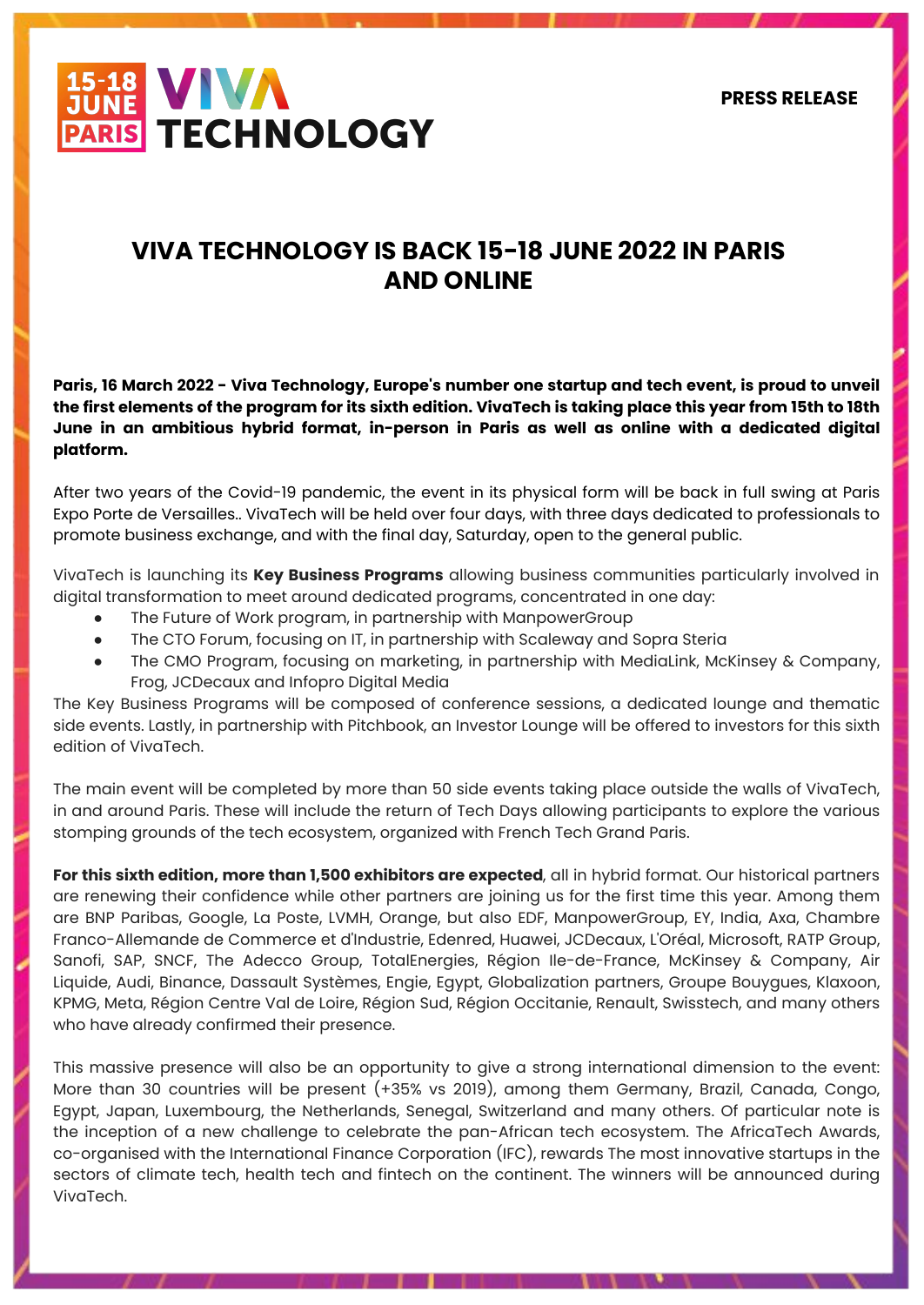**PRESS RELEASE**

# VIVA TECHNOLOGY IS BACK 15-18 JUNE 2022 IN PARIS AND ONLINE

**Paris, 16 March 2022 - Viva Technology, Europe's number one startup and tech event, is proud to unveil the first elements of the program for its sixth edition. VivaTech is taking place this year from 15th to 18th June in an ambitious hybrid format, in-person in Paris as well as online with a dedicated digital platform.**

After two years of the Covid-19 pandemic, the event in its physical form will be back in full swing at Paris Expo Porte de Versailles.. VivaTech will be held over four days, with three days dedicated to professionals to promote business exchange, and with the final day, Saturday, open to the general public.

VivaTech is launching its **Key Business Programs** allowing business communities particularly involved in digital transformation to meet around dedicated programs, concentrated in one day:

- The Future of Work program, in partnership with ManpowerGroup
- The CTO Forum, focusing on IT, in partnership with Scaleway and Sopra Steria
- The CMO Program, focusing on marketing, in partnership with MediaLink, McKinsey & Company, Frog, JCDecaux and Infopro Digital Media

The Key Business Programs will be composed of conference sessions, a dedicated lounge and thematic side events. Lastly, in partnership with Pitchbook, an Investor Lounge will be offered to investors for this sixth edition of VivaTech.

The main event will be completed by more than 50 side events taking place outside the walls of VivaTech, in and around Paris. These will include the return of Tech Days allowing participants to explore the various stomping grounds of the tech ecosystem, organized with French Tech Grand Paris.

**For this sixth edition, more than 1,500 exhibitors are expected**, all in hybrid format. Our historical partners are renewing their confidence while other partners are joining us for the first time this year. Among them are BNP Paribas, Google, La Poste, LVMH, Orange, but also EDF, ManpowerGroup, EY, India, Axa, Chambre Franco-Allemande de Commerce et d'Industrie, Edenred, Huawei, JCDecaux, L'Oréal, Microsoft, RATP Group, Sanofi, SAP, SNCF, The Adecco Group, TotalEnergies, Région Ile-de-France, McKinsey & Company, Air Liquide, Audi, Binance, Dassault Systèmes, Engie, Egypt, Globalization partners, Groupe Bouygues, Klaxoon, KPMG, Meta, Région Centre Val de Loire, Région Sud, Région Occitanie, Renault, Swisstech, and many others who have already confirmed their presence.

This massive presence will also be an opportunity to give a strong international dimension to the event: More than 30 countries will be present (+35% vs 2019), among them Germany, Brazil, Canada, Congo, Egypt, Japan, Luxembourg, the Netherlands, Senegal, Switzerland and many others. Of particular note is the inception of a new challenge to celebrate the pan-African tech ecosystem. The AfricaTech Awards, co-organised with the International Finance Corporation (IFC), rewards The most innovative startups in the sectors of climate tech, health tech and fintech on the continent. The winners will be announced during VivaTech.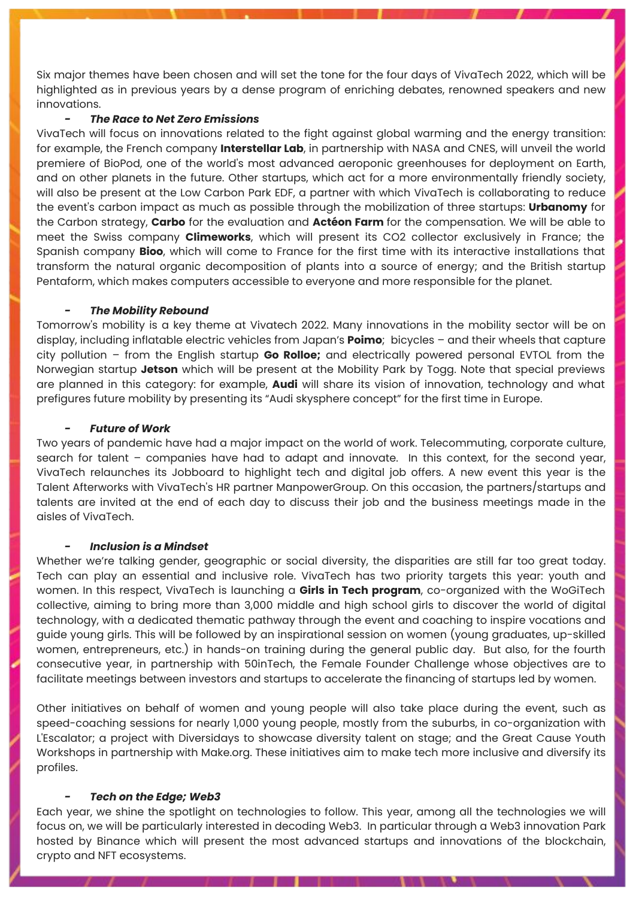Six major themes have been chosen and will set the tone for the four days of VivaTech 2022, which will be highlighted as in previous years by a dense program of enriching debates, renowned speakers and new innovations.

- ***The Race to Net Zero Emissions***

VivaTech will focus on innovations related to the fight against global warming and the energy transition: for example, the French company **Interstellar Lab**, in partnership with NASA and CNES, will unveil the world premiere of BioPod, one of the world's most advanced aeroponic greenhouses for deployment on Earth, and on other planets in the future. Other startups, which act for a more environmentally friendly society, will also be present at the Low Carbon Park EDF, a partner with which VivaTech is collaborating to reduce the event's carbon impact as much as possible through the mobilization of three startups: **Urbanomy** for the Carbon strategy, **Carbo** for the evaluation and **Actéon Farm** for the compensation. We will be able to meet the Swiss company **Climeworks**, which will present its CO2 collector exclusively in France; the Spanish company **Bioo**, which will come to France for the first time with its interactive installations that transform the natural organic decomposition of plants into a source of energy; and the British startup Pentaform, which makes computers accessible to everyone and more responsible for the planet.

- ***The Mobility Rebound***

Tomorrow's mobility is a key theme at Vivatech 2022. Many innovations in the mobility sector will be on display, including inflatable electric vehicles from Japan's **Poimo**; bicycles – and their wheels that capture city pollution – from the English startup **Go Rolloe;** and electrically powered personal EVTOL from the Norwegian startup **Jetson** which will be present at the Mobility Park by Togg. Note that special previews are planned in this category: for example, **Audi** will share its vision of innovation, technology and what prefigures future mobility by presenting its "Audi skysphere concept" for the first time in Europe.

- ***Future of Work***

Two years of pandemic have had a major impact on the world of work. Telecommuting, corporate culture, search for talent – companies have had to adapt and innovate. In this context, for the second year, VivaTech relaunches its Jobboard to highlight tech and digital job offers. A new event this year is the Talent Afterworks with VivaTech's HR partner ManpowerGroup. On this occasion, the partners/startups and talents are invited at the end of each day to discuss their job and the business meetings made in the aisles of VivaTech.

- ***Inclusion is a Mindset***

Whether we're talking gender, geographic or social diversity, the disparities are still far too great today. Tech can play an essential and inclusive role. VivaTech has two priority targets this year: youth and women. In this respect, VivaTech is launching a **Girls in Tech program**, co-organized with the WoGiTech collective, aiming to bring more than 3,000 middle and high school girls to discover the world of digital technology, with a dedicated thematic pathway through the event and coaching to inspire vocations and guide young girls. This will be followed by an inspirational session on women (young graduates, up-skilled women, entrepreneurs, etc.) in hands-on training during the general public day. But also, for the fourth consecutive year, in partnership with 50inTech, the Female Founder Challenge whose objectives are to facilitate meetings between investors and startups to accelerate the financing of startups led by women.

Other initiatives on behalf of women and young people will also take place during the event, such as speed-coaching sessions for nearly 1,000 young people, mostly from the suburbs, in co-organization with L'Escalator; a project with Diversidays to showcase diversity talent on stage; and the Great Cause Youth Workshops in partnership with Make.org. These initiatives aim to make tech more inclusive and diversify its profiles.

- ***Tech on the Edge; Web3***

Each year, we shine the spotlight on technologies to follow. This year, among all the technologies we will focus on, we will be particularly interested in decoding Web3. In particular through a Web3 innovation Park hosted by Binance which will present the most advanced startups and innovations of the blockchain, crypto and NFT ecosystems.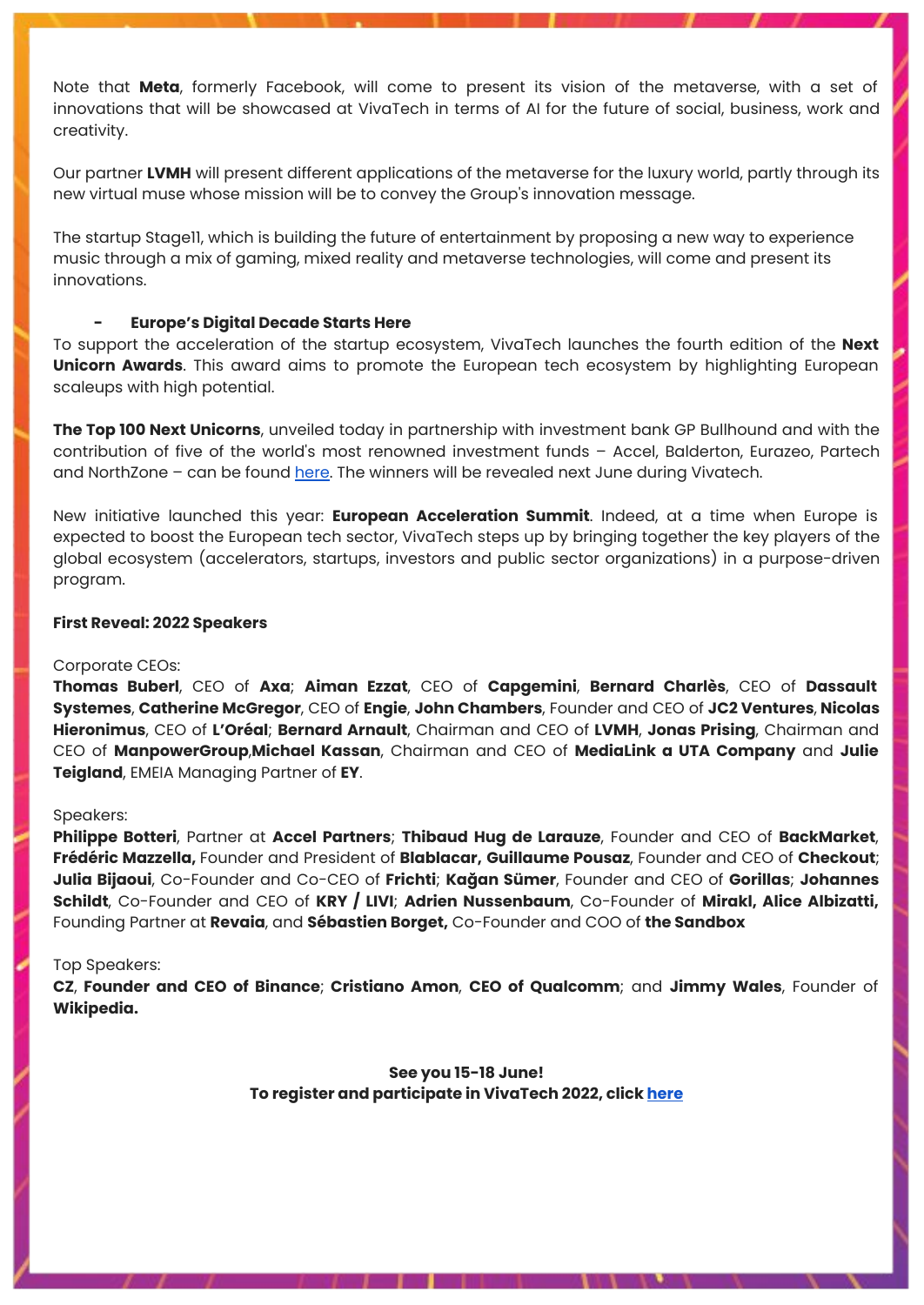Note that **Meta**, formerly Facebook, will come to present its vision of the metaverse, with a set of innovations that will be showcased at VivaTech in terms of AI for the future of social, business, work and creativity.

Our partner **LVMH** will present different applications of the metaverse for the luxury world, partly through its new virtual muse whose mission will be to convey the Group's innovation message.

The startup Stage11, which is building the future of entertainment by proposing a new way to experience music through a mix of gaming, mixed reality and metaverse technologies, will come and present its innovations.

- **Europe's Digital Decade Starts Here**

To support the acceleration of the startup ecosystem, VivaTech launches the fourth edition of the **Next Unicorn Awards**. This award aims to promote the European tech ecosystem by highlighting European scaleups with high potential.

**The Top 100 Next Unicorns**, unveiled today in partnership with investment bank GP Bullhound and with the contribution of five of the world's most renowned investment funds – Accel, Balderton, Eurazeo, Partech and NorthZone – can be found here. The winners will be revealed next June during Vivatech.

New initiative launched this year: **European Acceleration Summit**. Indeed, at a time when Europe is expected to boost the European tech sector, VivaTech steps up by bringing together the key players of the global ecosystem (accelerators, startups, investors and public sector organizations) in a purpose-driven program.

**First Reveal: 2022 Speakers**

Corporate CEOs:
**Thomas Buberl**, CEO of **Axa**; **Aiman Ezzat**, CEO of **Capgemini**, **Bernard Charlès**, CEO of **Dassault Systemes**, **Catherine McGregor**, CEO of **Engie**, **John Chambers**, Founder and CEO of **JC2 Ventures**, **Nicolas Hieronimus**, CEO of **L'Oréal**; **Bernard Arnault**, Chairman and CEO of **LVMH**, **Jonas Prising**, Chairman and CEO of **ManpowerGroup**,**Michael Kassan**, Chairman and CEO of **MediaLink a UTA Company** and **Julie Teigland**, EMEIA Managing Partner of **EY**.

Speakers:
**Philippe Botteri**, Partner at **Accel Partners**; **Thibaud Hug de Larauze**, Founder and CEO of **BackMarket**, **Frédéric Mazzella,** Founder and President of **Blablacar, Guillaume Pousaz**, Founder and CEO of **Checkout**; **Julia Bijaoui**, Co-Founder and Co-CEO of **Frichti**; **Kağan Sümer**, Founder and CEO of **Gorillas**; **Johannes Schildt**, Co-Founder and CEO of **KRY / LIVI**; **Adrien Nussenbaum**, Co-Founder of **Mirakl, Alice Albizatti,** Founding Partner at **Revaia**, and **Sébastien Borget,** Co-Founder and COO of **the Sandbox**

Top Speakers:
**CZ**, **Founder and CEO of Binance**; **Cristiano Amon**, **CEO of Qualcomm**; and **Jimmy Wales**, Founder of **Wikipedia.**

**See you 15-18 June!**
**To register and participate in VivaTech 2022, click here**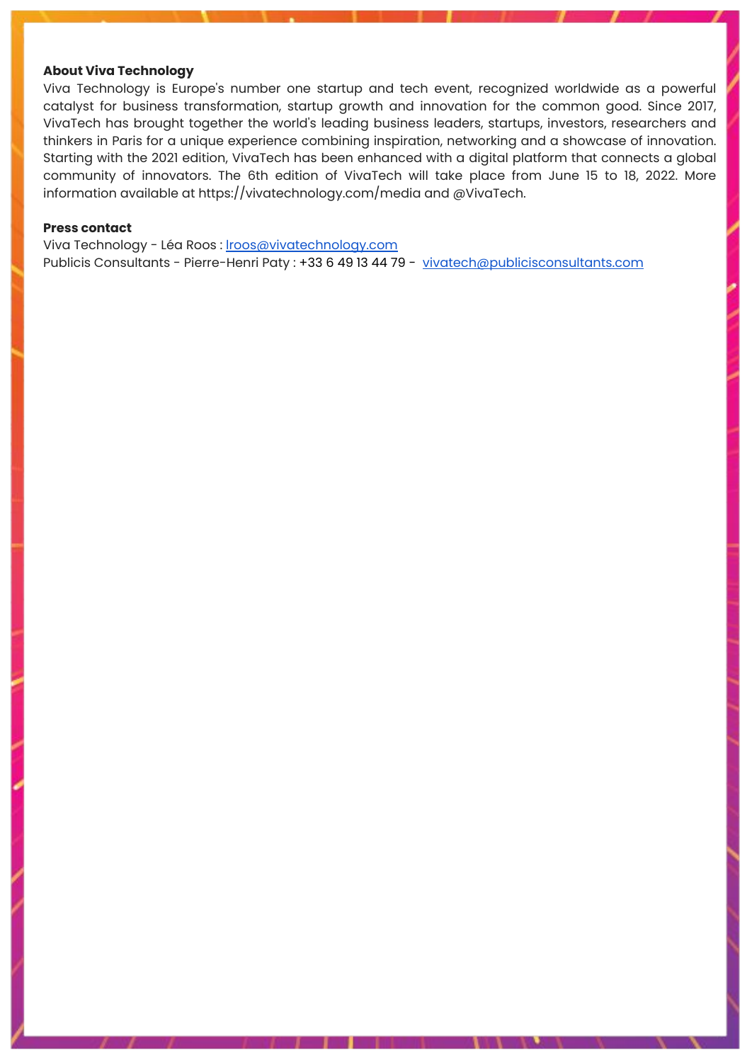**About Viva Technology**

Viva Technology is Europe's number one startup and tech event, recognized worldwide as a powerful catalyst for business transformation, startup growth and innovation for the common good. Since 2017, VivaTech has brought together the world's leading business leaders, startups, investors, researchers and thinkers in Paris for a unique experience combining inspiration, networking and a showcase of innovation. Starting with the 2021 edition, VivaTech has been enhanced with a digital platform that connects a global community of innovators. The 6th edition of VivaTech will take place from June 15 to 18, 2022. More information available at https://vivatechnology.com/media and @VivaTech.

**Press contact**

Viva Technology - Léa Roos : lroos@vivatechnology.com
Publicis Consultants - Pierre-Henri Paty : +33 6 49 13 44 79 - vivatech@publicisconsultants.com